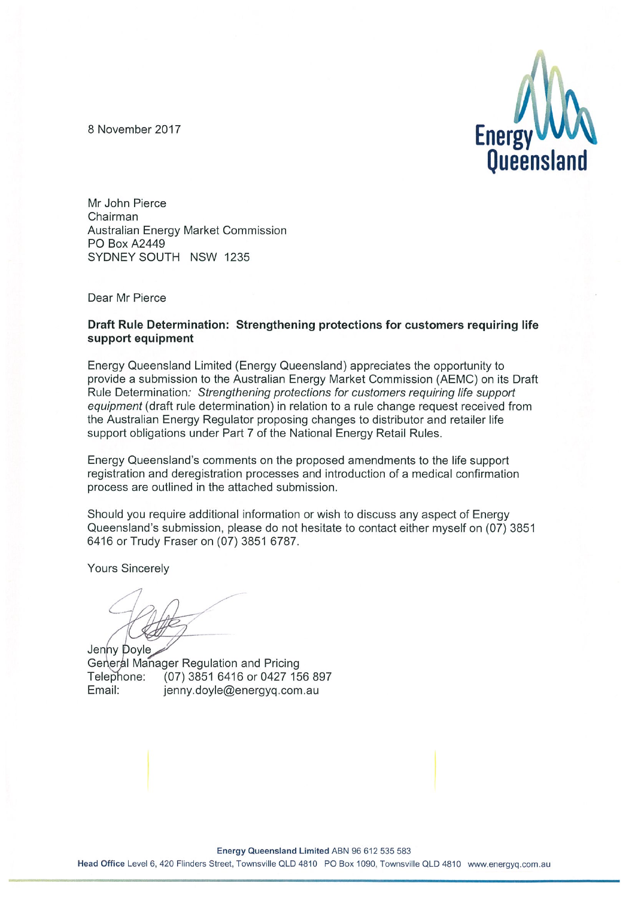8 November 2017

Mr John Pierce
Chairman
Australian Energy Market Commission
PO Box A2449
SYDNEY SOUTH NSW 1235

Dear Mr Pierce

**Draft Rule Determination: Strengthening protections for customers requiring life support equipment**

Energy Queensland Limited (Energy Queensland) appreciates the opportunity to provide a submission to the Australian Energy Market Commission (AEMC) on its Draft Rule Determination*: Strengthening protections for customers requiring life support equipment* (draft rule determination) in relation to a rule change request received from the Australian Energy Regulator proposing changes to distributor and retailer life support obligations under Part 7 of the National Energy Retail Rules.

Energy Queensland's comments on the proposed amendments to the life support registration and deregistration processes and introduction of a medical confirmation process are outlined in the attached submission.

Should you require additional information or wish to discuss any aspect of Energy Queensland's submission, please do not hesitate to contact either myself on (07) 3851 6416 or Trudy Fraser on (07) 3851 6787.

Yours Sincerely

Jenny Doyle
General Manager Regulation and Pricing
Telephone: (07) 3851 6416 or 0427 156 897
Email: jenny.doyle@energyq.com.au

**Energy Queensland Limited** ABN 96 612 535 583
**Head Office** Level 6, 420 Flinders Street, Townsville QLD 4810 PO Box 1090, Townsville QLD 4810 www.energyq.com.au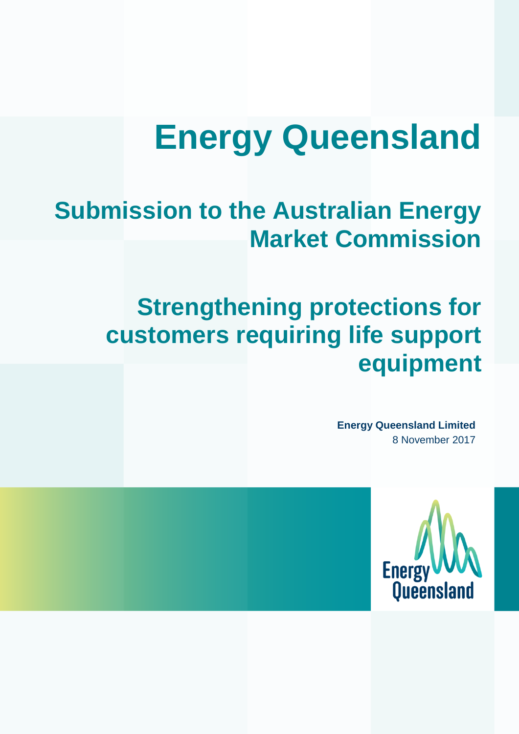# Energy Queensland

## Submission to the Australian Energy Market Commission

## Strengthening protections for customers requiring life support equipment

**Energy Queensland Limited**
8 November 2017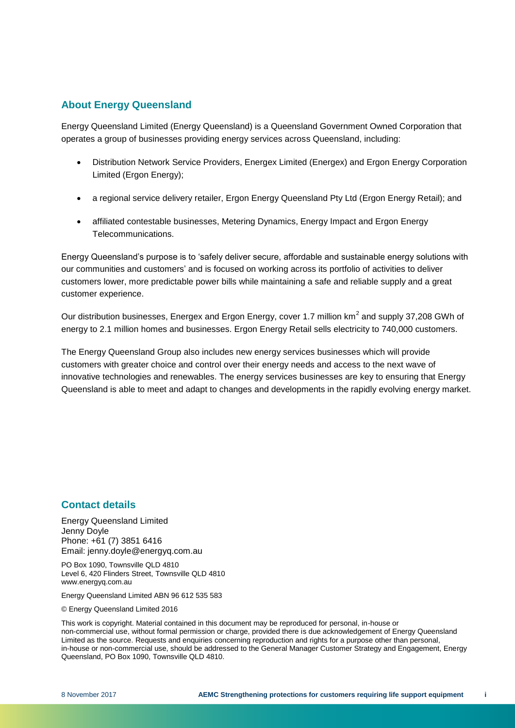## About Energy Queensland

Energy Queensland Limited (Energy Queensland) is a Queensland Government Owned Corporation that operates a group of businesses providing energy services across Queensland, including:

- Distribution Network Service Providers, Energex Limited (Energex) and Ergon Energy Corporation Limited (Ergon Energy);
- a regional service delivery retailer, Ergon Energy Queensland Pty Ltd (Ergon Energy Retail); and
- affiliated contestable businesses, Metering Dynamics, Energy Impact and Ergon Energy Telecommunications.

Energy Queensland's purpose is to 'safely deliver secure, affordable and sustainable energy solutions with our communities and customers' and is focused on working across its portfolio of activities to deliver customers lower, more predictable power bills while maintaining a safe and reliable supply and a great customer experience.

Our distribution businesses, Energex and Ergon Energy, cover 1.7 million $km^2$ and supply 37,208 GWh of energy to 2.1 million homes and businesses. Ergon Energy Retail sells electricity to 740,000 customers.

The Energy Queensland Group also includes new energy services businesses which will provide customers with greater choice and control over their energy needs and access to the next wave of innovative technologies and renewables. The energy services businesses are key to ensuring that Energy Queensland is able to meet and adapt to changes and developments in the rapidly evolving energy market.

## Contact details

Energy Queensland Limited
Jenny Doyle
Phone: +61 (7) 3851 6416
Email: jenny.doyle@energyq.com.au

PO Box 1090, Townsville QLD 4810
Level 6, 420 Flinders Street, Townsville QLD 4810
www.energyq.com.au

Energy Queensland Limited ABN 96 612 535 583

© Energy Queensland Limited 2016

This work is copyright. Material contained in this document may be reproduced for personal, in-house or non-commercial use, without formal permission or charge, provided there is due acknowledgement of Energy Queensland Limited as the source. Requests and enquiries concerning reproduction and rights for a purpose other than personal, in-house or non-commercial use, should be addressed to the General Manager Customer Strategy and Engagement, Energy Queensland, PO Box 1090, Townsville QLD 4810.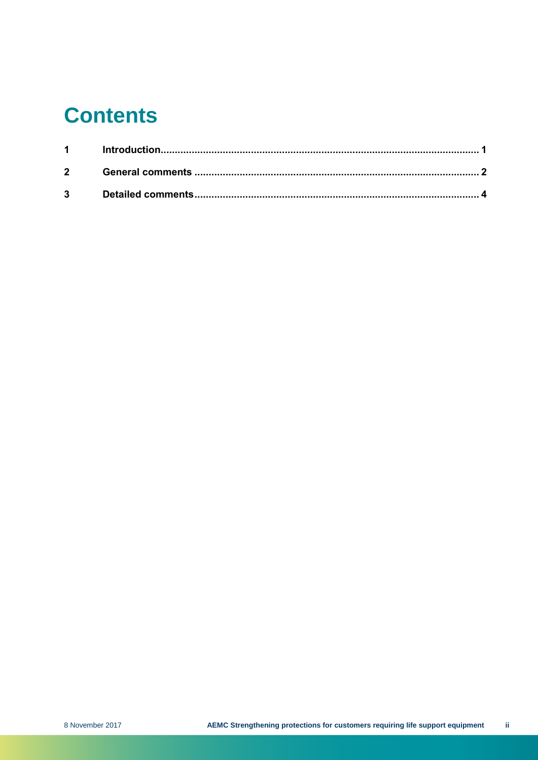# Contents

| | | |
|---|---|---|
| 1 | Introduction | 1 |
| 2 | General comments | 2 |
| 3 | Detailed comments | 4 |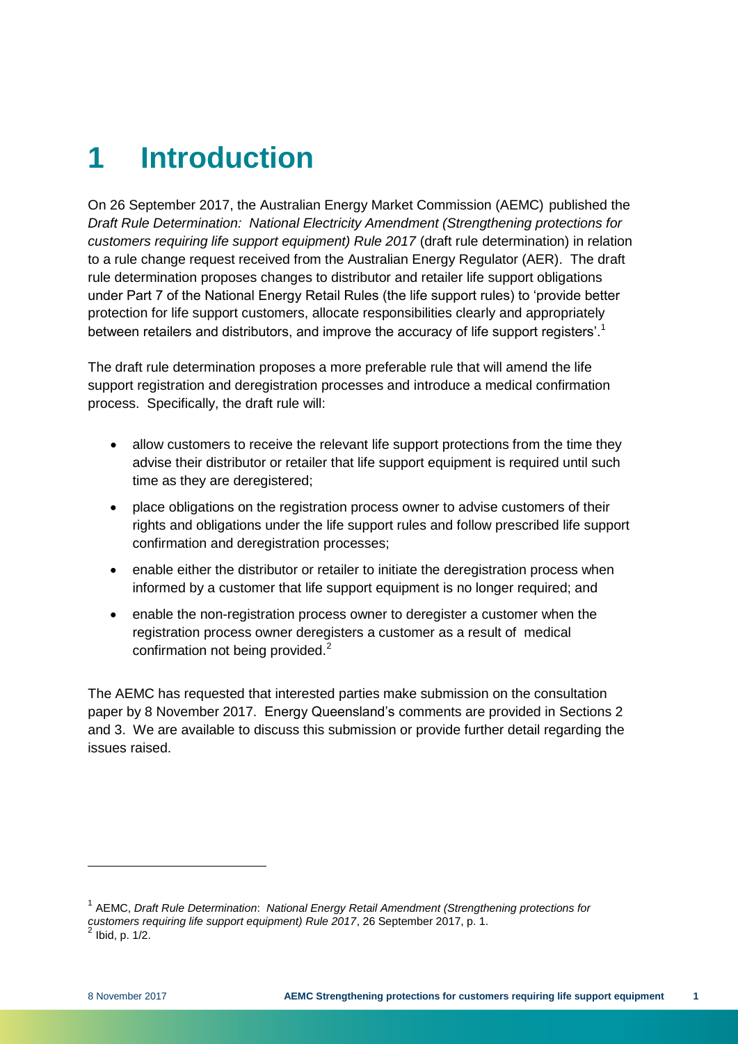# 1 Introduction

On 26 September 2017, the Australian Energy Market Commission (AEMC) published the *Draft Rule Determination: National Electricity Amendment (Strengthening protections for customers requiring life support equipment) Rule 2017* (draft rule determination) in relation to a rule change request received from the Australian Energy Regulator (AER). The draft rule determination proposes changes to distributor and retailer life support obligations under Part 7 of the National Energy Retail Rules (the life support rules) to 'provide better protection for life support customers, allocate responsibilities clearly and appropriately between retailers and distributors, and improve the accuracy of life support registers'.[1]

The draft rule determination proposes a more preferable rule that will amend the life support registration and deregistration processes and introduce a medical confirmation process. Specifically, the draft rule will:

- allow customers to receive the relevant life support protections from the time they advise their distributor or retailer that life support equipment is required until such time as they are deregistered;
- place obligations on the registration process owner to advise customers of their rights and obligations under the life support rules and follow prescribed life support confirmation and deregistration processes;
- enable either the distributor or retailer to initiate the deregistration process when informed by a customer that life support equipment is no longer required; and
- enable the non-registration process owner to deregister a customer when the registration process owner deregisters a customer as a result of medical confirmation not being provided.[2]

The AEMC has requested that interested parties make submission on the consultation paper by 8 November 2017. Energy Queensland's comments are provided in Sections 2 and 3. We are available to discuss this submission or provide further detail regarding the issues raised.

---

[1] AEMC, *Draft Rule Determination*: *National Energy Retail Amendment (Strengthening protections for customers requiring life support equipment) Rule 2017*, 26 September 2017, p. 1.
[2] Ibid, p. 1/2.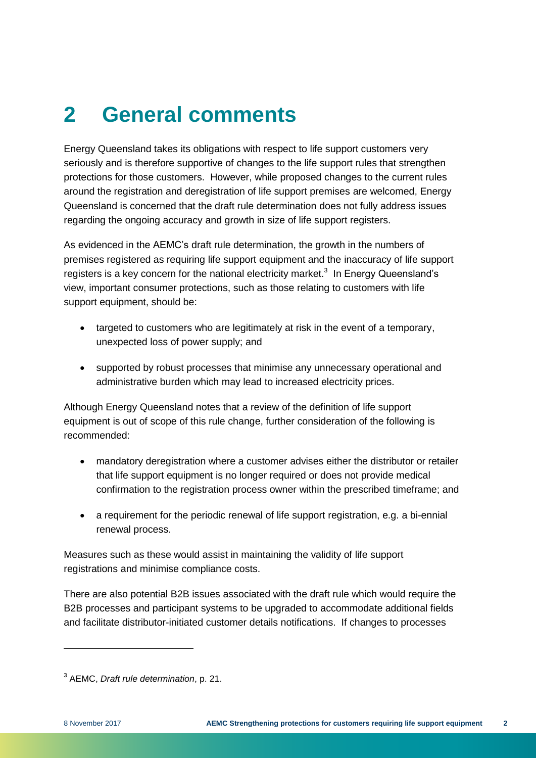# 2 General comments

Energy Queensland takes its obligations with respect to life support customers very seriously and is therefore supportive of changes to the life support rules that strengthen protections for those customers. However, while proposed changes to the current rules around the registration and deregistration of life support premises are welcomed, Energy Queensland is concerned that the draft rule determination does not fully address issues regarding the ongoing accuracy and growth in size of life support registers.

As evidenced in the AEMC's draft rule determination, the growth in the numbers of premises registered as requiring life support equipment and the inaccuracy of life support registers is a key concern for the national electricity market.[3] In Energy Queensland's view, important consumer protections, such as those relating to customers with life support equipment, should be:

- targeted to customers who are legitimately at risk in the event of a temporary, unexpected loss of power supply; and
- supported by robust processes that minimise any unnecessary operational and administrative burden which may lead to increased electricity prices.

Although Energy Queensland notes that a review of the definition of life support equipment is out of scope of this rule change, further consideration of the following is recommended:

- mandatory deregistration where a customer advises either the distributor or retailer that life support equipment is no longer required or does not provide medical confirmation to the registration process owner within the prescribed timeframe; and
- a requirement for the periodic renewal of life support registration, e.g. a bi-ennial renewal process.

Measures such as these would assist in maintaining the validity of life support registrations and minimise compliance costs.

There are also potential B2B issues associated with the draft rule which would require the B2B processes and participant systems to be upgraded to accommodate additional fields and facilitate distributor-initiated customer details notifications. If changes to processes

---

[3] AEMC, *Draft rule determination*, p. 21.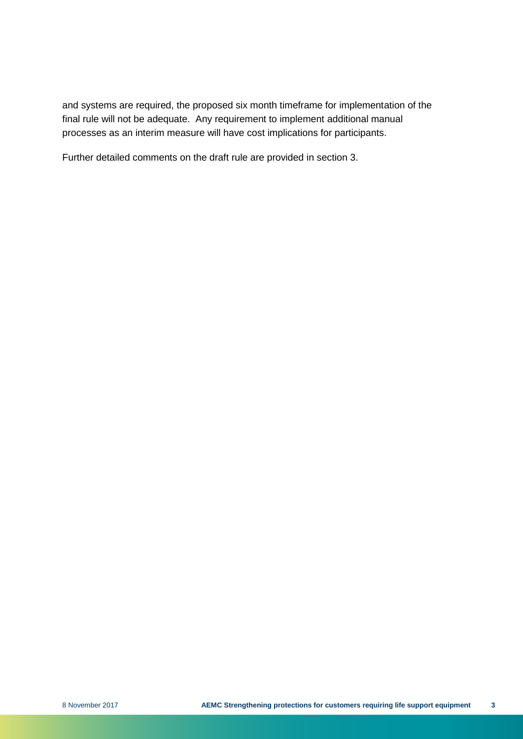and systems are required, the proposed six month timeframe for implementation of the final rule will not be adequate. Any requirement to implement additional manual processes as an interim measure will have cost implications for participants.

Further detailed comments on the draft rule are provided in section 3.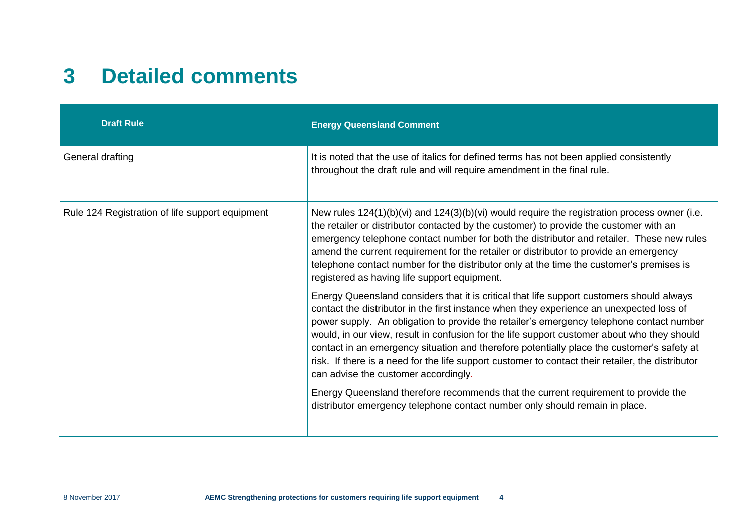# 3 Detailed comments

| Draft Rule | Energy Queensland Comment |
| --- | --- |
| General drafting | It is noted that the use of italics for defined terms has not been applied consistently throughout the draft rule and will require amendment in the final rule. |
| Rule 124 Registration of life support equipment | New rules 124(1)(b)(vi) and 124(3)(b)(vi) would require the registration process owner (i.e. the retailer or distributor contacted by the customer) to provide the customer with an emergency telephone contact number for both the distributor and retailer. These new rules amend the current requirement for the retailer or distributor to provide an emergency telephone contact number for the distributor only at the time the customer's premises is registered as having life support equipment.<br><br>Energy Queensland considers that it is critical that life support customers should always contact the distributor in the first instance when they experience an unexpected loss of power supply. An obligation to provide the retailer's emergency telephone contact number would, in our view, result in confusion for the life support customer about who they should contact in an emergency situation and therefore potentially place the customer's safety at risk. If there is a need for the life support customer to contact their retailer, the distributor can advise the customer accordingly.<br><br>Energy Queensland therefore recommends that the current requirement to provide the distributor emergency telephone contact number only should remain in place. |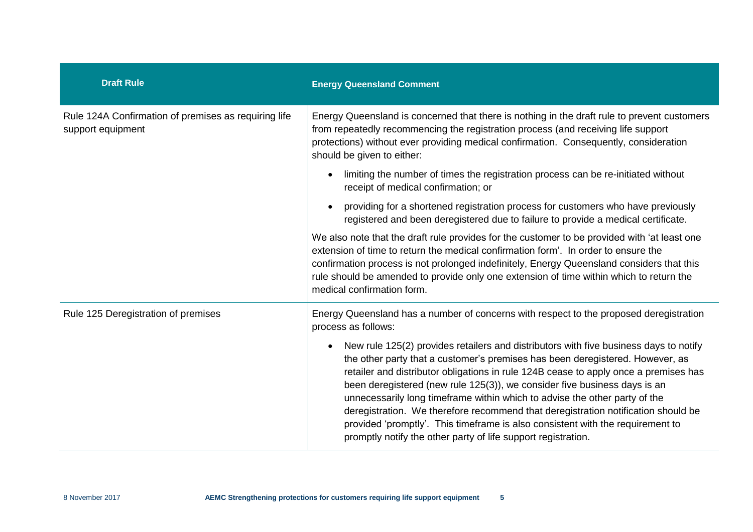| Draft Rule | Energy Queensland Comment |
|---|---|
| Rule 124A Confirmation of premises as requiring life support equipment | Energy Queensland is concerned that there is nothing in the draft rule to prevent customers from repeatedly recommencing the registration process (and receiving life support protections) without ever providing medical confirmation. Consequently, consideration should be given to either:<br>• limiting the number of times the registration process can be re-initiated without receipt of medical confirmation; or<br>• providing for a shortened registration process for customers who have previously registered and been deregistered due to failure to provide a medical certificate.<br>We also note that the draft rule provides for the customer to be provided with 'at least one extension of time to return the medical confirmation form'. In order to ensure the confirmation process is not prolonged indefinitely, Energy Queensland considers that this rule should be amended to provide only one extension of time within which to return the medical confirmation form. |
| Rule 125 Deregistration of premises | Energy Queensland has a number of concerns with respect to the proposed deregistration process as follows:<br>• New rule 125(2) provides retailers and distributors with five business days to notify the other party that a customer's premises has been deregistered. However, as retailer and distributor obligations in rule 124B cease to apply once a premises has been deregistered (new rule 125(3)), we consider five business days is an unnecessarily long timeframe within which to advise the other party of the deregistration. We therefore recommend that deregistration notification should be provided 'promptly'. This timeframe is also consistent with the requirement to promptly notify the other party of life support registration. |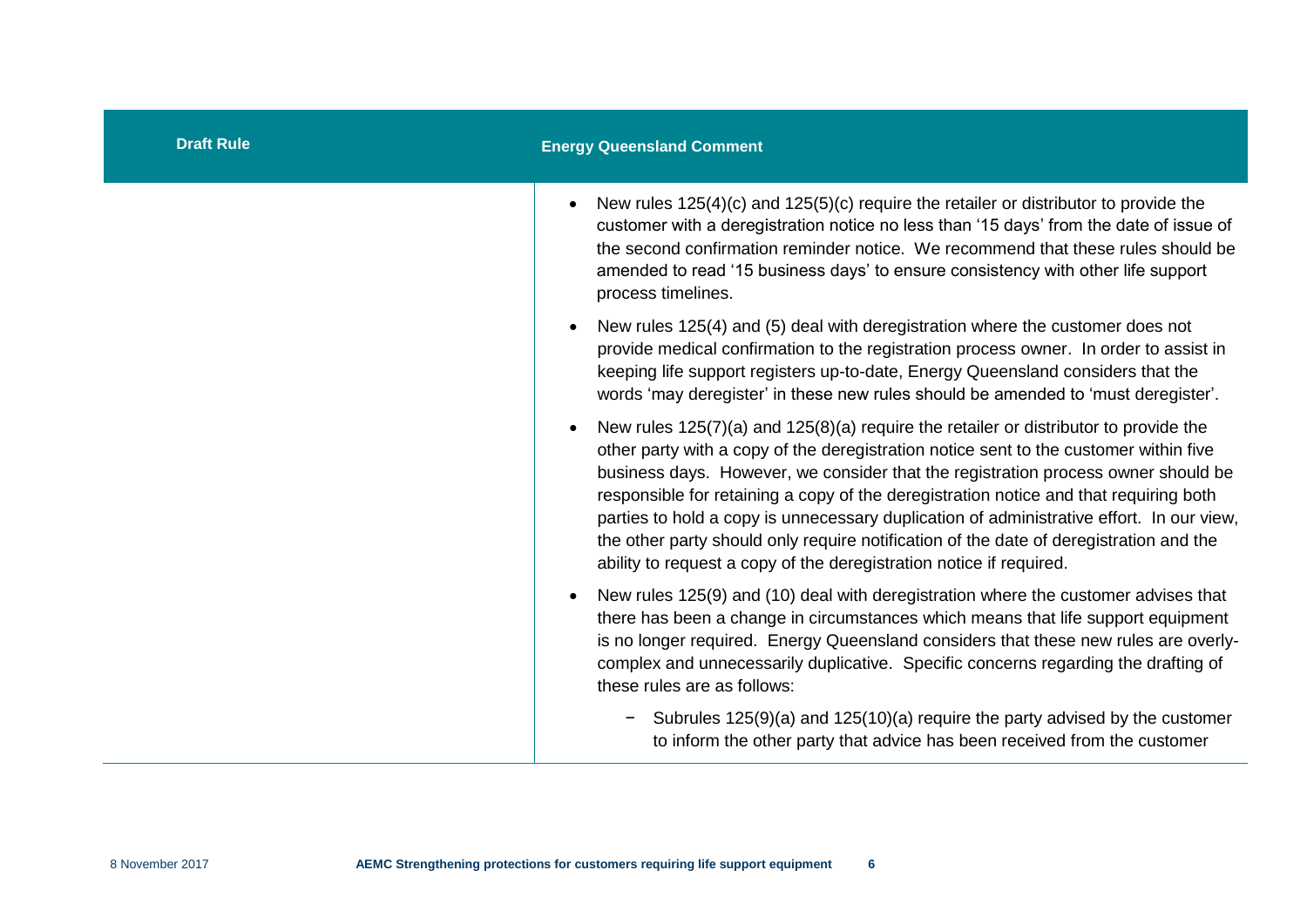| Draft Rule | Energy Queensland Comment |
| --- | --- |
| | • New rules 125(4)(c) and 125(5)(c) require the retailer or distributor to provide the customer with a deregistration notice no less than '15 days' from the date of issue of the second confirmation reminder notice. We recommend that these rules should be amended to read '15 business days' to ensure consistency with other life support process timelines.<br><br>• New rules 125(4) and (5) deal with deregistration where the customer does not provide medical confirmation to the registration process owner. In order to assist in keeping life support registers up-to-date, Energy Queensland considers that the words 'may deregister' in these new rules should be amended to 'must deregister'.<br><br>• New rules 125(7)(a) and 125(8)(a) require the retailer or distributor to provide the other party with a copy of the deregistration notice sent to the customer within five business days. However, we consider that the registration process owner should be responsible for retaining a copy of the deregistration notice and that requiring both parties to hold a copy is unnecessary duplication of administrative effort. In our view, the other party should only require notification of the date of deregistration and the ability to request a copy of the deregistration notice if required.<br><br>• New rules 125(9) and (10) deal with deregistration where the customer advises that there has been a change in circumstances which means that life support equipment is no longer required. Energy Queensland considers that these new rules are overly-complex and unnecessarily duplicative. Specific concerns regarding the drafting of these rules are as follows:<br><br>− Subrules 125(9)(a) and 125(10)(a) require the party advised by the customer to inform the other party that advice has been received from the customer |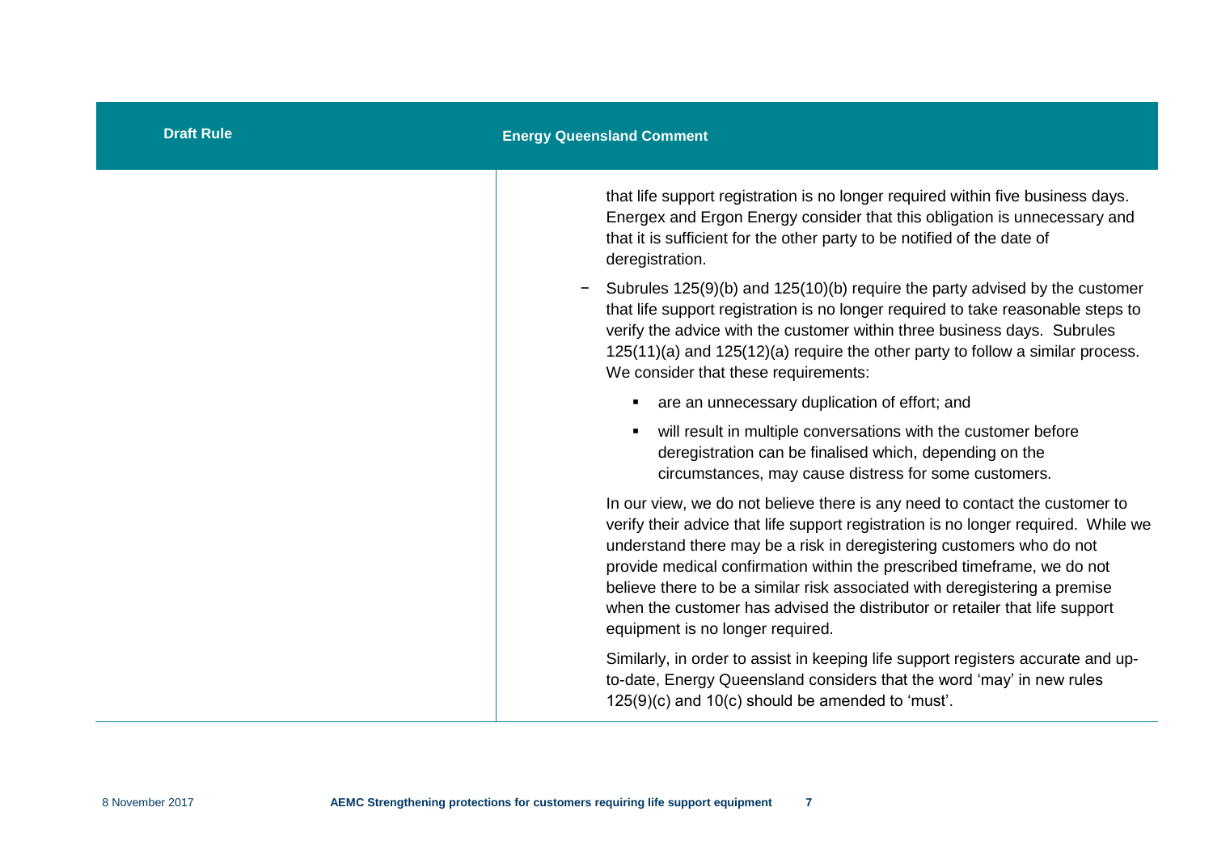| Draft Rule | Energy Queensland Comment |
|---|---|
| | that life support registration is no longer required within five business days. Energex and Ergon Energy consider that this obligation is unnecessary and that it is sufficient for the other party to be notified of the date of deregistration.<br><br>− Subrules 125(9)(b) and 125(10)(b) require the party advised by the customer that life support registration is no longer required to take reasonable steps to verify the advice with the customer within three business days. Subrules 125(11)(a) and 125(12)(a) require the other party to follow a similar process. We consider that these requirements:<br><br>▪ are an unnecessary duplication of effort; and<br><br>▪ will result in multiple conversations with the customer before deregistration can be finalised which, depending on the circumstances, may cause distress for some customers.<br><br>In our view, we do not believe there is any need to contact the customer to verify their advice that life support registration is no longer required. While we understand there may be a risk in deregistering customers who do not provide medical confirmation within the prescribed timeframe, we do not believe there to be a similar risk associated with deregistering a premise when the customer has advised the distributor or retailer that life support equipment is no longer required.<br><br>Similarly, in order to assist in keeping life support registers accurate and up-to-date, Energy Queensland considers that the word 'may' in new rules 125(9)(c) and 10(c) should be amended to 'must'. |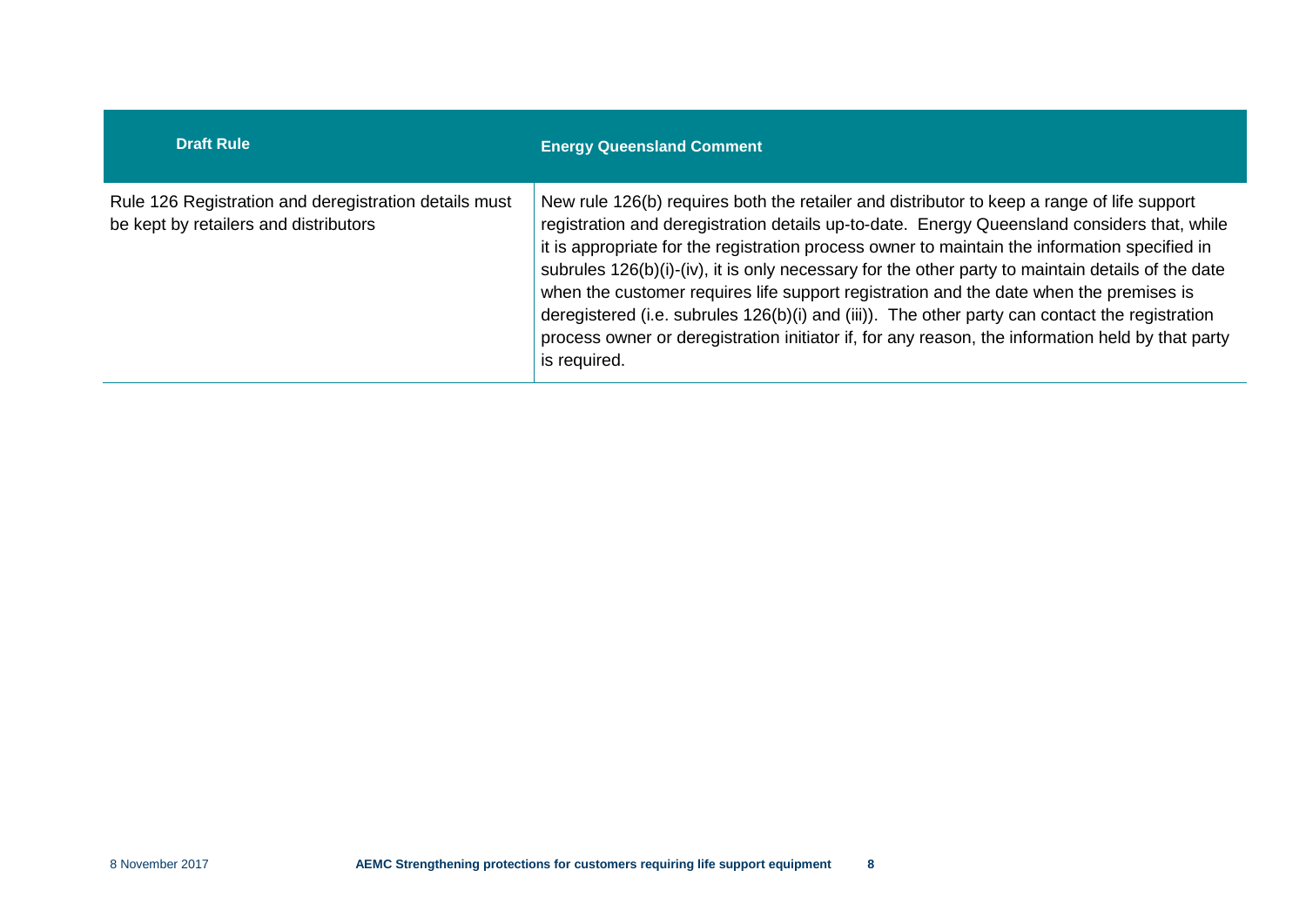| Draft Rule | Energy Queensland Comment |
| --- | --- |
| Rule 126 Registration and deregistration details must be kept by retailers and distributors | New rule 126(b) requires both the retailer and distributor to keep a range of life support registration and deregistration details up-to-date. Energy Queensland considers that, while it is appropriate for the registration process owner to maintain the information specified in subrules 126(b)(i)-(iv), it is only necessary for the other party to maintain details of the date when the customer requires life support registration and the date when the premises is deregistered (i.e. subrules 126(b)(i) and (iii)). The other party can contact the registration process owner or deregistration initiator if, for any reason, the information held by that party is required. |